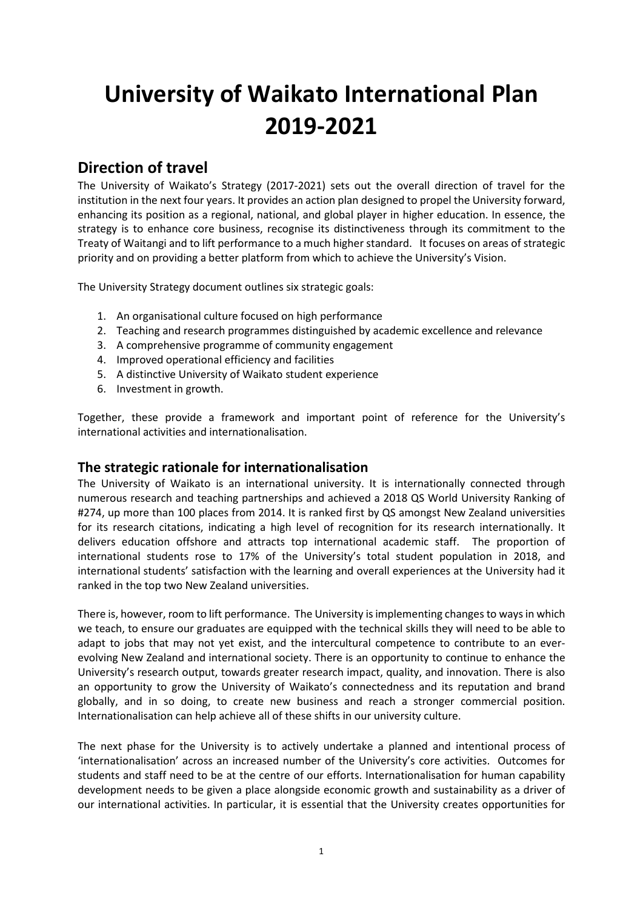# University of Waikato International Plan 2019-2021

## Direction of travel

The University of Waikato's Strategy (2017-2021) sets out the overall direction of travel for the institution in the next four years. It provides an action plan designed to propel the University forward, enhancing its position as a regional, national, and global player in higher education. In essence, the strategy is to enhance core business, recognise its distinctiveness through its commitment to the Treaty of Waitangi and to lift performance to a much higher standard. It focuses on areas of strategic priority and on providing a better platform from which to achieve the University's Vision.

The University Strategy document outlines six strategic goals:

1. An organisational culture focused on high performance
2. Teaching and research programmes distinguished by academic excellence and relevance
3. A comprehensive programme of community engagement
4. Improved operational efficiency and facilities
5. A distinctive University of Waikato student experience
6. Investment in growth.

Together, these provide a framework and important point of reference for the University's international activities and internationalisation.

## The strategic rationale for internationalisation

The University of Waikato is an international university. It is internationally connected through numerous research and teaching partnerships and achieved a 2018 QS World University Ranking of #274, up more than 100 places from 2014. It is ranked first by QS amongst New Zealand universities for its research citations, indicating a high level of recognition for its research internationally. It delivers education offshore and attracts top international academic staff. The proportion of international students rose to 17% of the University's total student population in 2018, and international students' satisfaction with the learning and overall experiences at the University had it ranked in the top two New Zealand universities.

There is, however, room to lift performance. The University is implementing changes to ways in which we teach, to ensure our graduates are equipped with the technical skills they will need to be able to adapt to jobs that may not yet exist, and the intercultural competence to contribute to an ever-evolving New Zealand and international society. There is an opportunity to continue to enhance the University's research output, towards greater research impact, quality, and innovation. There is also an opportunity to grow the University of Waikato's connectedness and its reputation and brand globally, and in so doing, to create new business and reach a stronger commercial position. Internationalisation can help achieve all of these shifts in our university culture.

The next phase for the University is to actively undertake a planned and intentional process of 'internationalisation' across an increased number of the University's core activities. Outcomes for students and staff need to be at the centre of our efforts. Internationalisation for human capability development needs to be given a place alongside economic growth and sustainability as a driver of our international activities. In particular, it is essential that the University creates opportunities for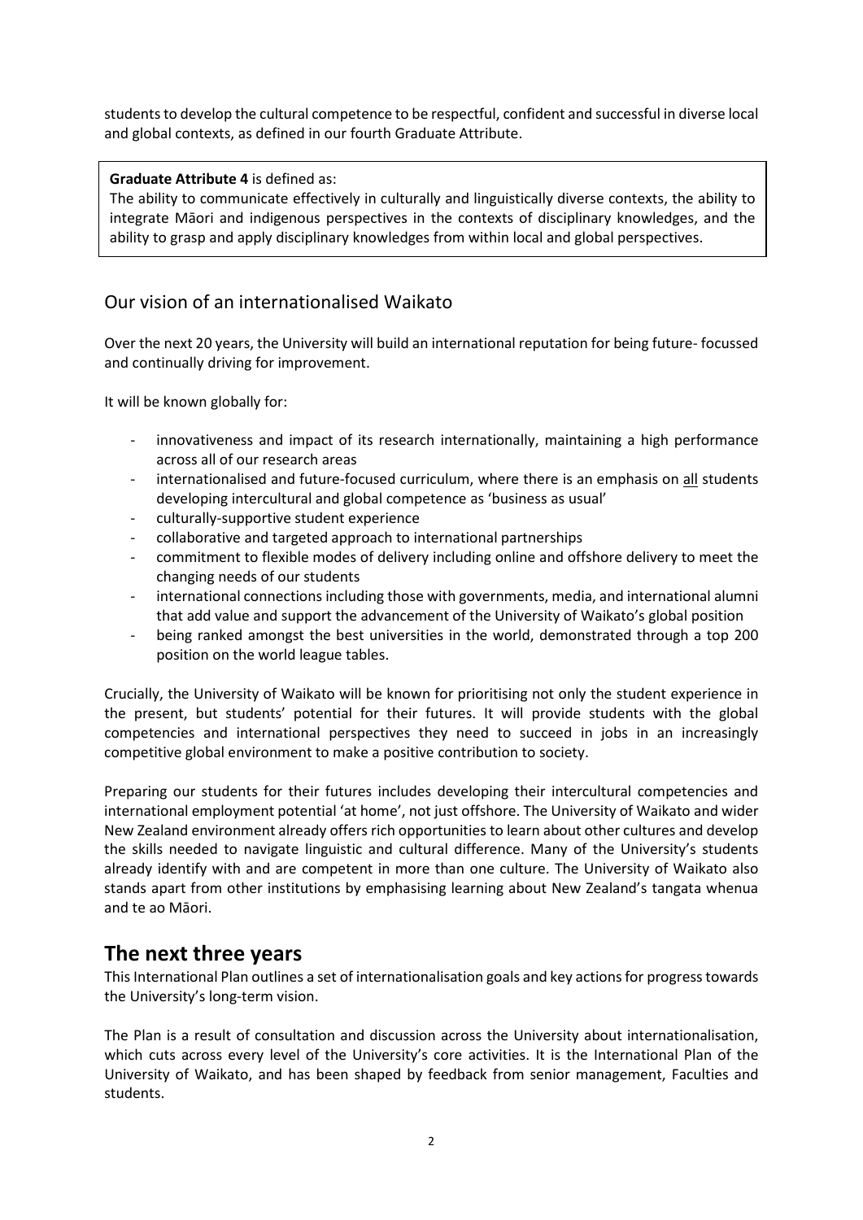students to develop the cultural competence to be respectful, confident and successful in diverse local and global contexts, as defined in our fourth Graduate Attribute.

> **Graduate Attribute 4** is defined as:
> The ability to communicate effectively in culturally and linguistically diverse contexts, the ability to integrate Māori and indigenous perspectives in the contexts of disciplinary knowledges, and the ability to grasp and apply disciplinary knowledges from within local and global perspectives.

## Our vision of an internationalised Waikato

Over the next 20 years, the University will build an international reputation for being future- focussed and continually driving for improvement.

It will be known globally for:

- innovativeness and impact of its research internationally, maintaining a high performance across all of our research areas
- internationalised and future-focused curriculum, where there is an emphasis on <u>all</u> students developing intercultural and global competence as 'business as usual'
- culturally-supportive student experience
- collaborative and targeted approach to international partnerships
- commitment to flexible modes of delivery including online and offshore delivery to meet the changing needs of our students
- international connections including those with governments, media, and international alumni that add value and support the advancement of the University of Waikato's global position
- being ranked amongst the best universities in the world, demonstrated through a top 200 position on the world league tables.

Crucially, the University of Waikato will be known for prioritising not only the student experience in the present, but students' potential for their futures. It will provide students with the global competencies and international perspectives they need to succeed in jobs in an increasingly competitive global environment to make a positive contribution to society.

Preparing our students for their futures includes developing their intercultural competencies and international employment potential 'at home', not just offshore. The University of Waikato and wider New Zealand environment already offers rich opportunities to learn about other cultures and develop the skills needed to navigate linguistic and cultural difference. Many of the University's students already identify with and are competent in more than one culture. The University of Waikato also stands apart from other institutions by emphasising learning about New Zealand's tangata whenua and te ao Māori.

# The next three years

This International Plan outlines a set of internationalisation goals and key actions for progress towards the University's long-term vision.

The Plan is a result of consultation and discussion across the University about internationalisation, which cuts across every level of the University's core activities. It is the International Plan of the University of Waikato, and has been shaped by feedback from senior management, Faculties and students.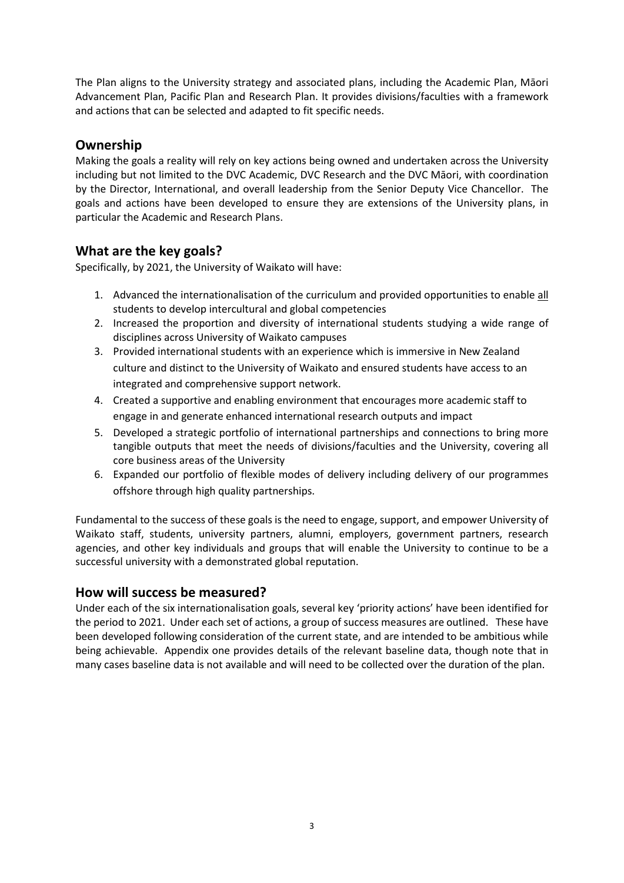The Plan aligns to the University strategy and associated plans, including the Academic Plan, Māori Advancement Plan, Pacific Plan and Research Plan. It provides divisions/faculties with a framework and actions that can be selected and adapted to fit specific needs.

## Ownership

Making the goals a reality will rely on key actions being owned and undertaken across the University including but not limited to the DVC Academic, DVC Research and the DVC Māori, with coordination by the Director, International, and overall leadership from the Senior Deputy Vice Chancellor. The goals and actions have been developed to ensure they are extensions of the University plans, in particular the Academic and Research Plans.

## What are the key goals?

Specifically, by 2021, the University of Waikato will have:

1. Advanced the internationalisation of the curriculum and provided opportunities to enable <u>all</u> students to develop intercultural and global competencies
2. Increased the proportion and diversity of international students studying a wide range of disciplines across University of Waikato campuses
3. Provided international students with an experience which is immersive in New Zealand culture and distinct to the University of Waikato and ensured students have access to an integrated and comprehensive support network.
4. Created a supportive and enabling environment that encourages more academic staff to engage in and generate enhanced international research outputs and impact
5. Developed a strategic portfolio of international partnerships and connections to bring more tangible outputs that meet the needs of divisions/faculties and the University, covering all core business areas of the University
6. Expanded our portfolio of flexible modes of delivery including delivery of our programmes offshore through high quality partnerships.

Fundamental to the success of these goals is the need to engage, support, and empower University of Waikato staff, students, university partners, alumni, employers, government partners, research agencies, and other key individuals and groups that will enable the University to continue to be a successful university with a demonstrated global reputation.

## How will success be measured?

Under each of the six internationalisation goals, several key 'priority actions' have been identified for the period to 2021. Under each set of actions, a group of success measures are outlined. These have been developed following consideration of the current state, and are intended to be ambitious while being achievable. Appendix one provides details of the relevant baseline data, though note that in many cases baseline data is not available and will need to be collected over the duration of the plan.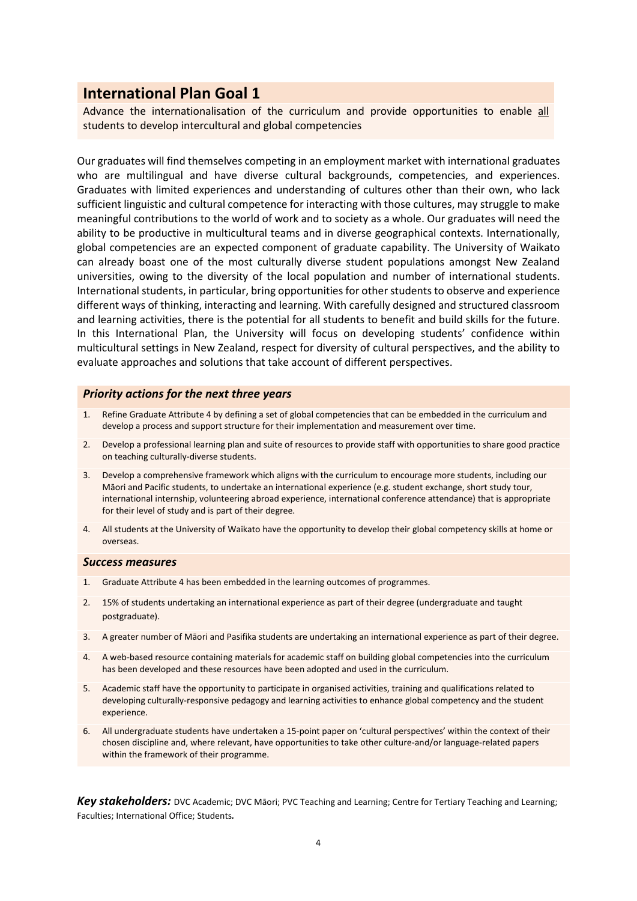## International Plan Goal 1

Advance the internationalisation of the curriculum and provide opportunities to enable all students to develop intercultural and global competencies

Our graduates will find themselves competing in an employment market with international graduates who are multilingual and have diverse cultural backgrounds, competencies, and experiences. Graduates with limited experiences and understanding of cultures other than their own, who lack sufficient linguistic and cultural competence for interacting with those cultures, may struggle to make meaningful contributions to the world of work and to society as a whole. Our graduates will need the ability to be productive in multicultural teams and in diverse geographical contexts. Internationally, global competencies are an expected component of graduate capability. The University of Waikato can already boast one of the most culturally diverse student populations amongst New Zealand universities, owing to the diversity of the local population and number of international students. International students, in particular, bring opportunities for other students to observe and experience different ways of thinking, interacting and learning. With carefully designed and structured classroom and learning activities, there is the potential for all students to benefit and build skills for the future. In this International Plan, the University will focus on developing students' confidence within multicultural settings in New Zealand, respect for diversity of cultural perspectives, and the ability to evaluate approaches and solutions that take account of different perspectives.

### *Priority actions for the next three years*

1. Refine Graduate Attribute 4 by defining a set of global competencies that can be embedded in the curriculum and develop a process and support structure for their implementation and measurement over time.
2. Develop a professional learning plan and suite of resources to provide staff with opportunities to share good practice on teaching culturally-diverse students.
3. Develop a comprehensive framework which aligns with the curriculum to encourage more students, including our Māori and Pacific students, to undertake an international experience (e.g. student exchange, short study tour, international internship, volunteering abroad experience, international conference attendance) that is appropriate for their level of study and is part of their degree.
4. All students at the University of Waikato have the opportunity to develop their global competency skills at home or overseas.

### *Success measures*

1. Graduate Attribute 4 has been embedded in the learning outcomes of programmes.
2. 15% of students undertaking an international experience as part of their degree (undergraduate and taught postgraduate).
3. A greater number of Māori and Pasifika students are undertaking an international experience as part of their degree.
4. A web-based resource containing materials for academic staff on building global competencies into the curriculum has been developed and these resources have been adopted and used in the curriculum.
5. Academic staff have the opportunity to participate in organised activities, training and qualifications related to developing culturally-responsive pedagogy and learning activities to enhance global competency and the student experience.
6. All undergraduate students have undertaken a 15-point paper on 'cultural perspectives' within the context of their chosen discipline and, where relevant, have opportunities to take other culture-and/or language-related papers within the framework of their programme.

***Key stakeholders:*** DVC Academic; DVC Māori; PVC Teaching and Learning; Centre for Tertiary Teaching and Learning; Faculties; International Office; Students.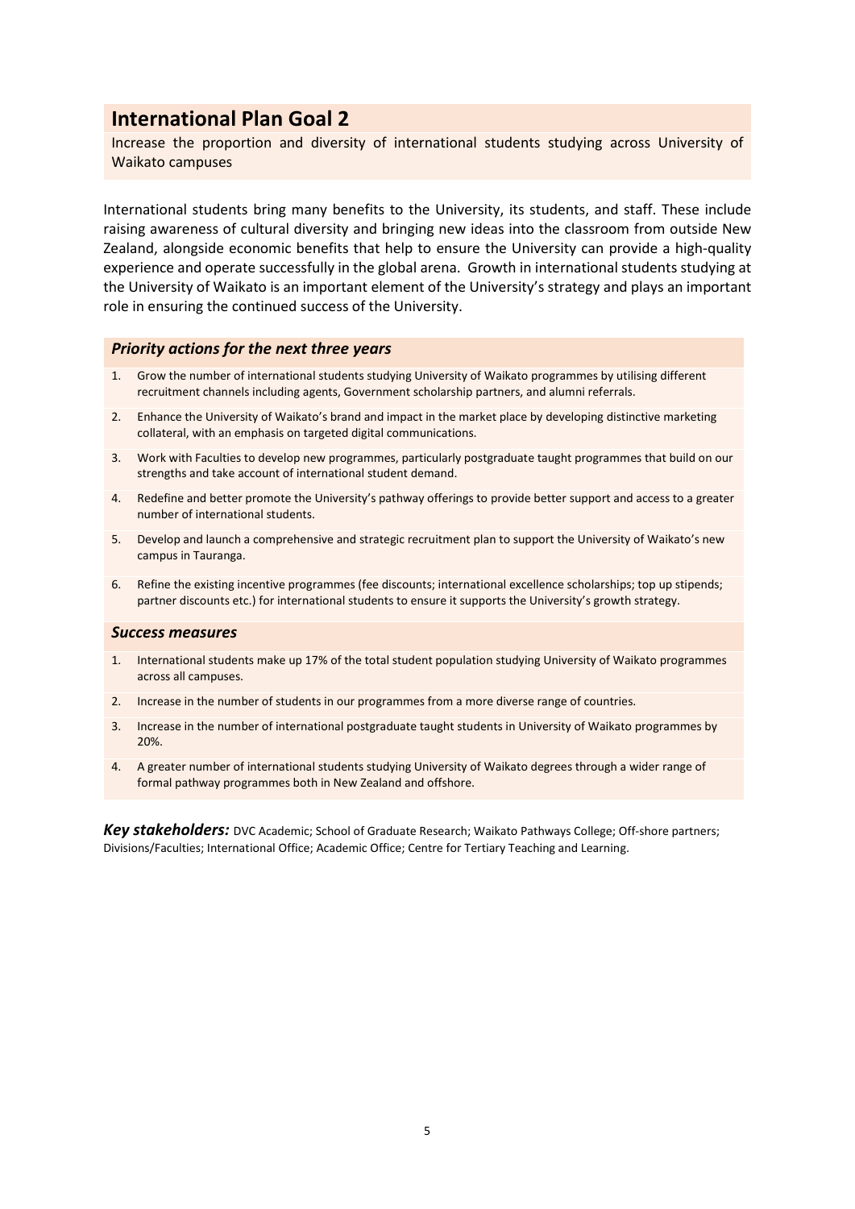## International Plan Goal 2

Increase the proportion and diversity of international students studying across University of Waikato campuses

International students bring many benefits to the University, its students, and staff. These include raising awareness of cultural diversity and bringing new ideas into the classroom from outside New Zealand, alongside economic benefits that help to ensure the University can provide a high-quality experience and operate successfully in the global arena. Growth in international students studying at the University of Waikato is an important element of the University's strategy and plays an important role in ensuring the continued success of the University.

### *Priority actions for the next three years*

1. Grow the number of international students studying University of Waikato programmes by utilising different recruitment channels including agents, Government scholarship partners, and alumni referrals.
2. Enhance the University of Waikato's brand and impact in the market place by developing distinctive marketing collateral, with an emphasis on targeted digital communications.
3. Work with Faculties to develop new programmes, particularly postgraduate taught programmes that build on our strengths and take account of international student demand.
4. Redefine and better promote the University's pathway offerings to provide better support and access to a greater number of international students.
5. Develop and launch a comprehensive and strategic recruitment plan to support the University of Waikato's new campus in Tauranga.
6. Refine the existing incentive programmes (fee discounts; international excellence scholarships; top up stipends; partner discounts etc.) for international students to ensure it supports the University's growth strategy.

### *Success measures*

1. International students make up 17% of the total student population studying University of Waikato programmes across all campuses.
2. Increase in the number of students in our programmes from a more diverse range of countries.
3. Increase in the number of international postgraduate taught students in University of Waikato programmes by 20%.
4. A greater number of international students studying University of Waikato degrees through a wider range of formal pathway programmes both in New Zealand and offshore.

***Key stakeholders:*** DVC Academic; School of Graduate Research; Waikato Pathways College; Off-shore partners; Divisions/Faculties; International Office; Academic Office; Centre for Tertiary Teaching and Learning.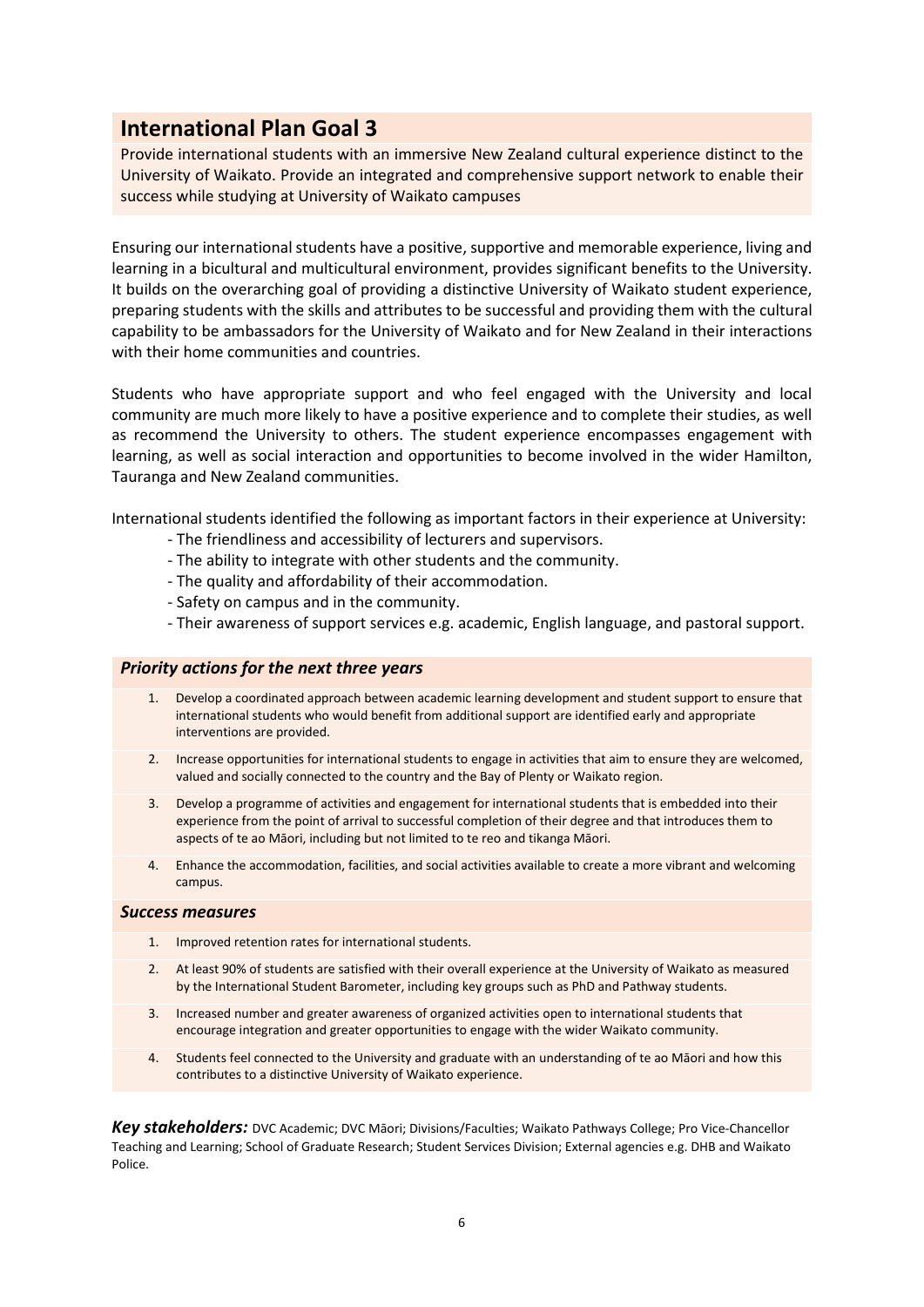## International Plan Goal 3

Provide international students with an immersive New Zealand cultural experience distinct to the University of Waikato. Provide an integrated and comprehensive support network to enable their success while studying at University of Waikato campuses

Ensuring our international students have a positive, supportive and memorable experience, living and learning in a bicultural and multicultural environment, provides significant benefits to the University. It builds on the overarching goal of providing a distinctive University of Waikato student experience, preparing students with the skills and attributes to be successful and providing them with the cultural capability to be ambassadors for the University of Waikato and for New Zealand in their interactions with their home communities and countries.

Students who have appropriate support and who feel engaged with the University and local community are much more likely to have a positive experience and to complete their studies, as well as recommend the University to others. The student experience encompasses engagement with learning, as well as social interaction and opportunities to become involved in the wider Hamilton, Tauranga and New Zealand communities.

International students identified the following as important factors in their experience at University:

- The friendliness and accessibility of lecturers and supervisors.
- The ability to integrate with other students and the community.
- The quality and affordability of their accommodation.
- Safety on campus and in the community.
- Their awareness of support services e.g. academic, English language, and pastoral support.

### *Priority actions for the next three years*

1. Develop a coordinated approach between academic learning development and student support to ensure that international students who would benefit from additional support are identified early and appropriate interventions are provided.
2. Increase opportunities for international students to engage in activities that aim to ensure they are welcomed, valued and socially connected to the country and the Bay of Plenty or Waikato region.
3. Develop a programme of activities and engagement for international students that is embedded into their experience from the point of arrival to successful completion of their degree and that introduces them to aspects of te ao Māori, including but not limited to te reo and tikanga Māori.
4. Enhance the accommodation, facilities, and social activities available to create a more vibrant and welcoming campus.

### *Success measures*

1. Improved retention rates for international students.
2. At least 90% of students are satisfied with their overall experience at the University of Waikato as measured by the International Student Barometer, including key groups such as PhD and Pathway students.
3. Increased number and greater awareness of organized activities open to international students that encourage integration and greater opportunities to engage with the wider Waikato community.
4. Students feel connected to the University and graduate with an understanding of te ao Māori and how this contributes to a distinctive University of Waikato experience.

***Key stakeholders:*** DVC Academic; DVC Māori; Divisions/Faculties; Waikato Pathways College; Pro Vice-Chancellor Teaching and Learning; School of Graduate Research; Student Services Division; External agencies e.g. DHB and Waikato Police.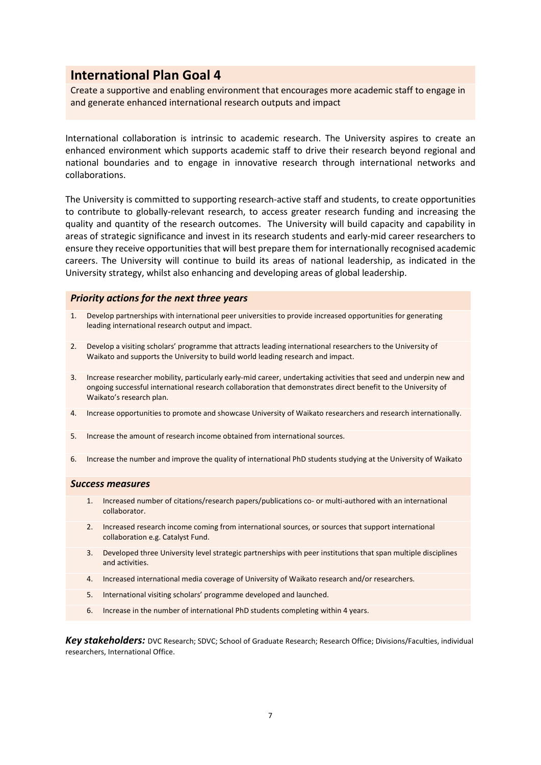# International Plan Goal 4

Create a supportive and enabling environment that encourages more academic staff to engage in and generate enhanced international research outputs and impact

International collaboration is intrinsic to academic research. The University aspires to create an enhanced environment which supports academic staff to drive their research beyond regional and national boundaries and to engage in innovative research through international networks and collaborations.

The University is committed to supporting research-active staff and students, to create opportunities to contribute to globally-relevant research, to access greater research funding and increasing the quality and quantity of the research outcomes. The University will build capacity and capability in areas of strategic significance and invest in its research students and early-mid career researchers to ensure they receive opportunities that will best prepare them for internationally recognised academic careers. The University will continue to build its areas of national leadership, as indicated in the University strategy, whilst also enhancing and developing areas of global leadership.

### *Priority actions for the next three years*

1. Develop partnerships with international peer universities to provide increased opportunities for generating leading international research output and impact.
2. Develop a visiting scholars' programme that attracts leading international researchers to the University of Waikato and supports the University to build world leading research and impact.
3. Increase researcher mobility, particularly early-mid career, undertaking activities that seed and underpin new and ongoing successful international research collaboration that demonstrates direct benefit to the University of Waikato's research plan.
4. Increase opportunities to promote and showcase University of Waikato researchers and research internationally.
5. Increase the amount of research income obtained from international sources.
6. Increase the number and improve the quality of international PhD students studying at the University of Waikato

### *Success measures*

1. Increased number of citations/research papers/publications co- or multi-authored with an international collaborator.
2. Increased research income coming from international sources, or sources that support international collaboration e.g. Catalyst Fund.
3. Developed three University level strategic partnerships with peer institutions that span multiple disciplines and activities.
4. Increased international media coverage of University of Waikato research and/or researchers.
5. International visiting scholars' programme developed and launched.
6. Increase in the number of international PhD students completing within 4 years.

***Key stakeholders:*** DVC Research; SDVC; School of Graduate Research; Research Office; Divisions/Faculties, individual researchers, International Office.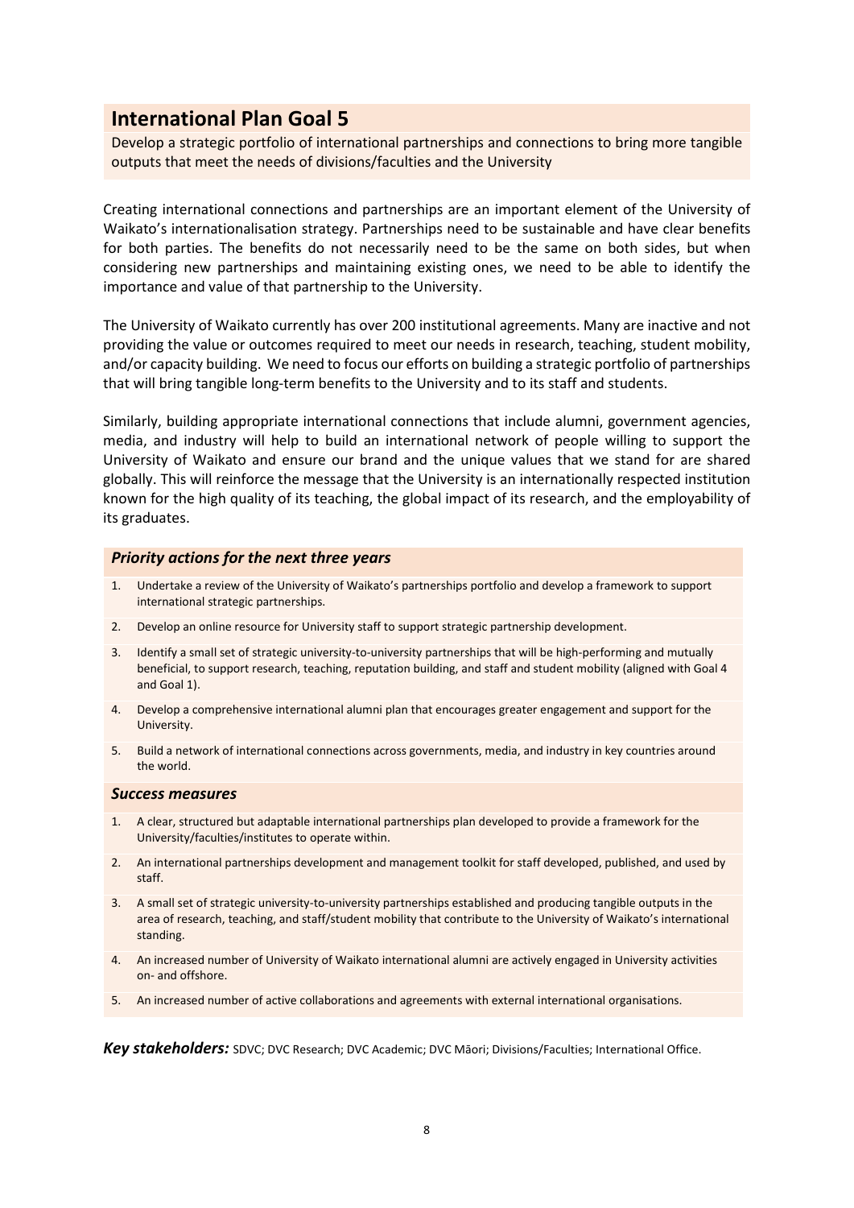## International Plan Goal 5

Develop a strategic portfolio of international partnerships and connections to bring more tangible outputs that meet the needs of divisions/faculties and the University

Creating international connections and partnerships are an important element of the University of Waikato's internationalisation strategy. Partnerships need to be sustainable and have clear benefits for both parties. The benefits do not necessarily need to be the same on both sides, but when considering new partnerships and maintaining existing ones, we need to be able to identify the importance and value of that partnership to the University.

The University of Waikato currently has over 200 institutional agreements. Many are inactive and not providing the value or outcomes required to meet our needs in research, teaching, student mobility, and/or capacity building. We need to focus our efforts on building a strategic portfolio of partnerships that will bring tangible long-term benefits to the University and to its staff and students.

Similarly, building appropriate international connections that include alumni, government agencies, media, and industry will help to build an international network of people willing to support the University of Waikato and ensure our brand and the unique values that we stand for are shared globally. This will reinforce the message that the University is an internationally respected institution known for the high quality of its teaching, the global impact of its research, and the employability of its graduates.

### *Priority actions for the next three years*

1. Undertake a review of the University of Waikato's partnerships portfolio and develop a framework to support international strategic partnerships.
2. Develop an online resource for University staff to support strategic partnership development.
3. Identify a small set of strategic university-to-university partnerships that will be high-performing and mutually beneficial, to support research, teaching, reputation building, and staff and student mobility (aligned with Goal 4 and Goal 1).
4. Develop a comprehensive international alumni plan that encourages greater engagement and support for the University.
5. Build a network of international connections across governments, media, and industry in key countries around the world.

### *Success measures*

1. A clear, structured but adaptable international partnerships plan developed to provide a framework for the University/faculties/institutes to operate within.
2. An international partnerships development and management toolkit for staff developed, published, and used by staff.
3. A small set of strategic university-to-university partnerships established and producing tangible outputs in the area of research, teaching, and staff/student mobility that contribute to the University of Waikato's international standing.
4. An increased number of University of Waikato international alumni are actively engaged in University activities on- and offshore.
5. An increased number of active collaborations and agreements with external international organisations.

***Key stakeholders:*** SDVC; DVC Research; DVC Academic; DVC Māori; Divisions/Faculties; International Office.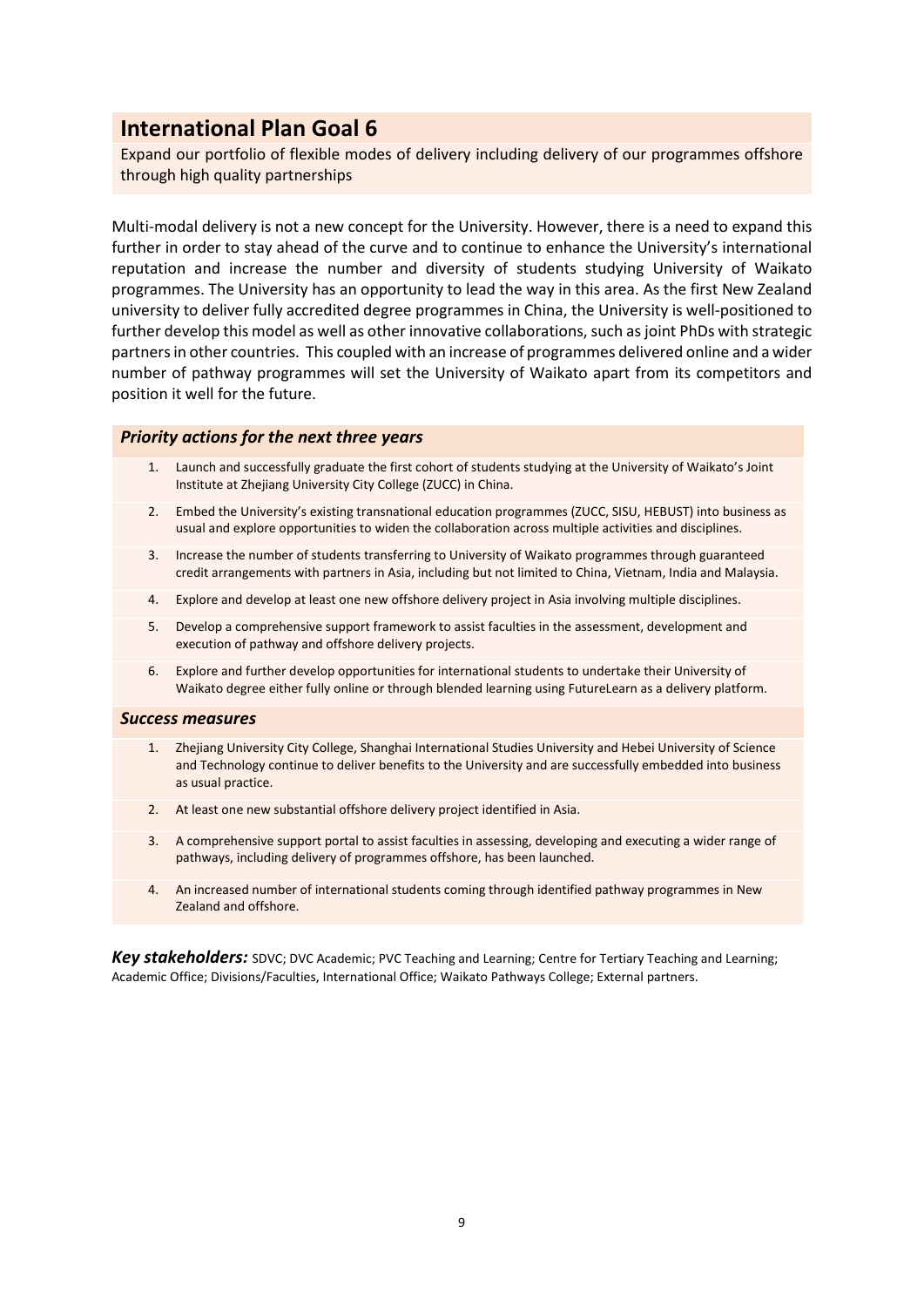## International Plan Goal 6

Expand our portfolio of flexible modes of delivery including delivery of our programmes offshore through high quality partnerships

Multi-modal delivery is not a new concept for the University. However, there is a need to expand this further in order to stay ahead of the curve and to continue to enhance the University's international reputation and increase the number and diversity of students studying University of Waikato programmes. The University has an opportunity to lead the way in this area. As the first New Zealand university to deliver fully accredited degree programmes in China, the University is well-positioned to further develop this model as well as other innovative collaborations, such as joint PhDs with strategic partners in other countries. This coupled with an increase of programmes delivered online and a wider number of pathway programmes will set the University of Waikato apart from its competitors and position it well for the future.

### *Priority actions for the next three years*

1. Launch and successfully graduate the first cohort of students studying at the University of Waikato's Joint Institute at Zhejiang University City College (ZUCC) in China.
2. Embed the University's existing transnational education programmes (ZUCC, SISU, HEBUST) into business as usual and explore opportunities to widen the collaboration across multiple activities and disciplines.
3. Increase the number of students transferring to University of Waikato programmes through guaranteed credit arrangements with partners in Asia, including but not limited to China, Vietnam, India and Malaysia.
4. Explore and develop at least one new offshore delivery project in Asia involving multiple disciplines.
5. Develop a comprehensive support framework to assist faculties in the assessment, development and execution of pathway and offshore delivery projects.
6. Explore and further develop opportunities for international students to undertake their University of Waikato degree either fully online or through blended learning using FutureLearn as a delivery platform.

### *Success measures*

1. Zhejiang University City College, Shanghai International Studies University and Hebei University of Science and Technology continue to deliver benefits to the University and are successfully embedded into business as usual practice.
2. At least one new substantial offshore delivery project identified in Asia.
3. A comprehensive support portal to assist faculties in assessing, developing and executing a wider range of pathways, including delivery of programmes offshore, has been launched.
4. An increased number of international students coming through identified pathway programmes in New Zealand and offshore.

***Key stakeholders:*** SDVC; DVC Academic; PVC Teaching and Learning; Centre for Tertiary Teaching and Learning; Academic Office; Divisions/Faculties, International Office; Waikato Pathways College; External partners.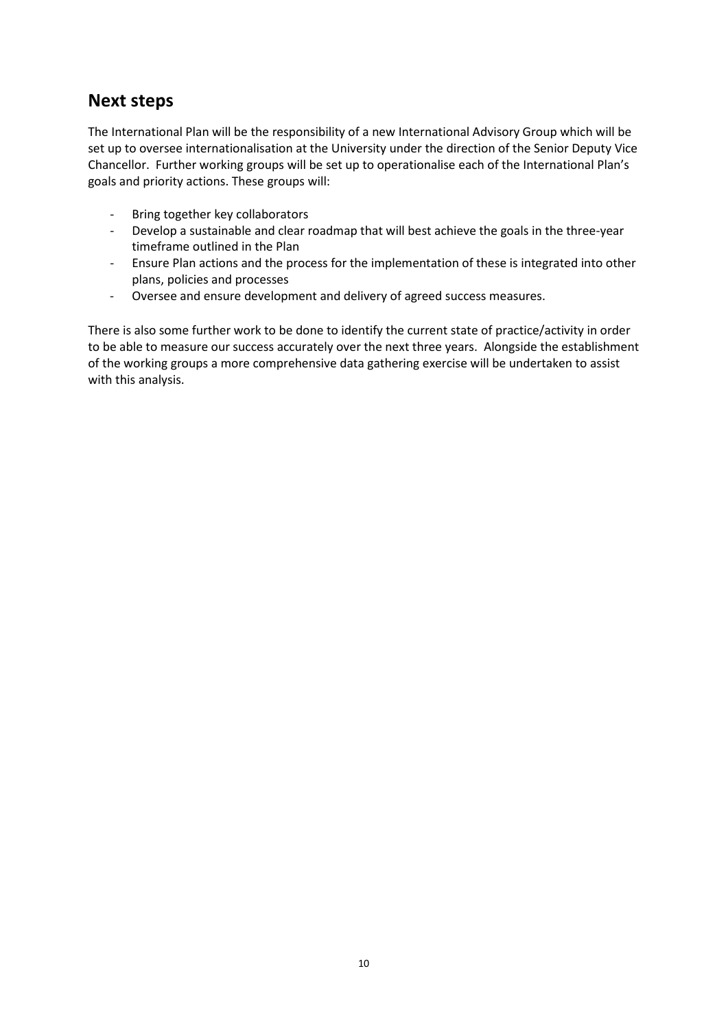## Next steps

The International Plan will be the responsibility of a new International Advisory Group which will be set up to oversee internationalisation at the University under the direction of the Senior Deputy Vice Chancellor. Further working groups will be set up to operationalise each of the International Plan's goals and priority actions. These groups will:

- Bring together key collaborators
- Develop a sustainable and clear roadmap that will best achieve the goals in the three-year timeframe outlined in the Plan
- Ensure Plan actions and the process for the implementation of these is integrated into other plans, policies and processes
- Oversee and ensure development and delivery of agreed success measures.

There is also some further work to be done to identify the current state of practice/activity in order to be able to measure our success accurately over the next three years. Alongside the establishment of the working groups a more comprehensive data gathering exercise will be undertaken to assist with this analysis.